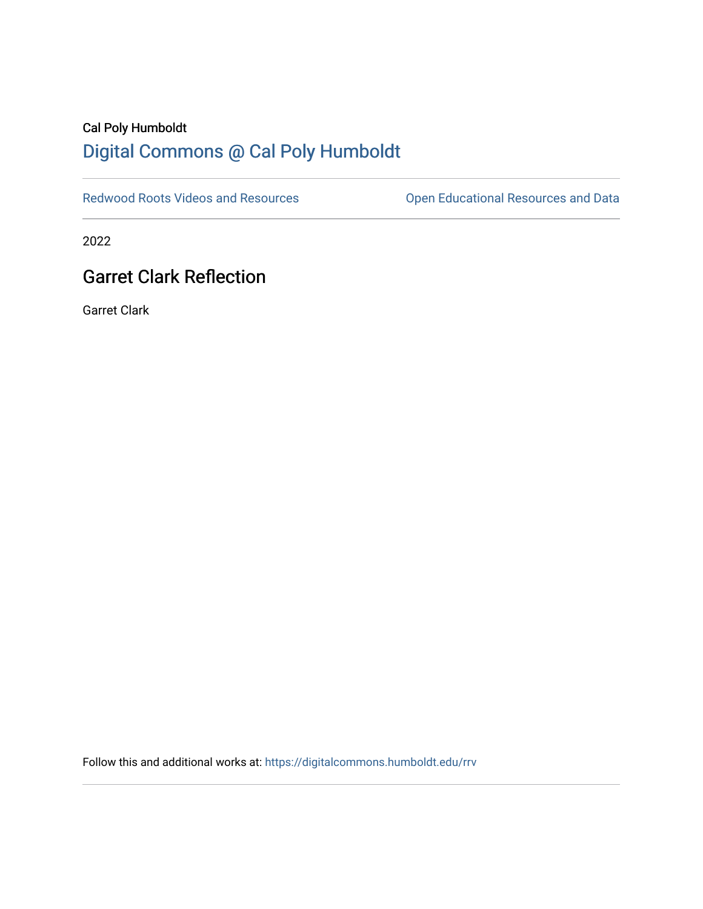Cal Poly Humboldt

# Digital Commons @ Cal Poly Humboldt

Redwood Roots Videos and Resources | Open Educational Resources and Data

2022

## Garret Clark Reflection

Garret Clark

Follow this and additional works at: https://digitalcommons.humboldt.edu/rrv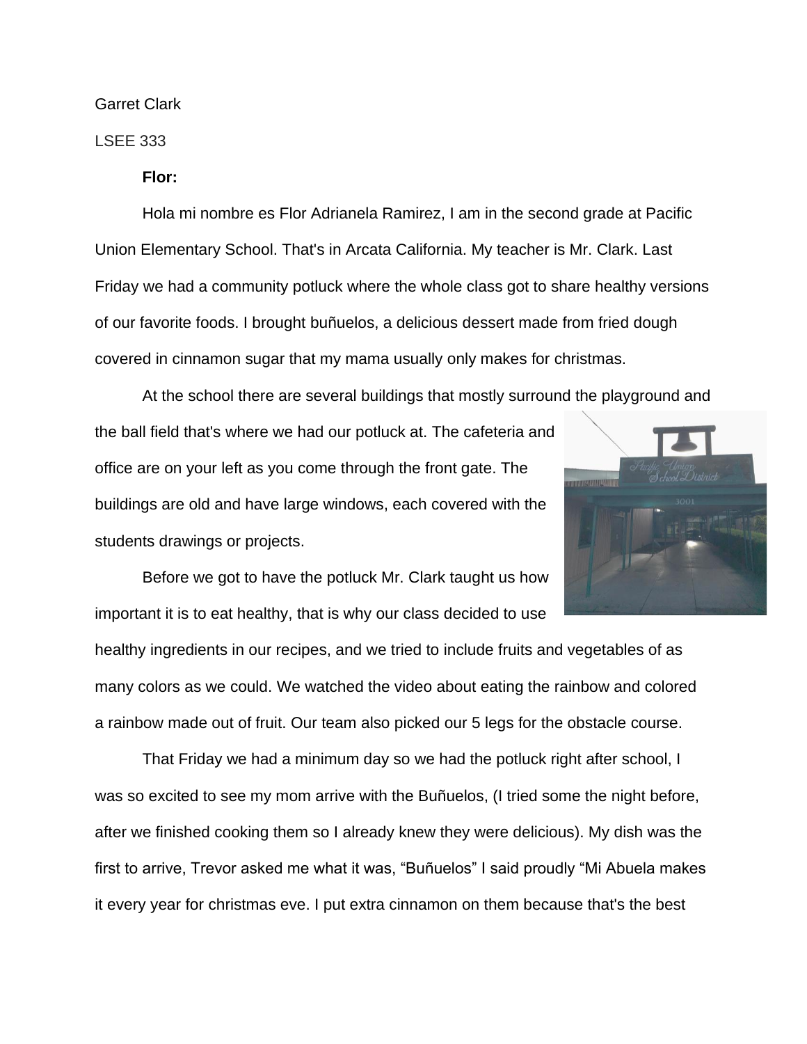Garret Clark

LSEE 333

**Flor:**

Hola mi nombre es Flor Adrianela Ramirez, I am in the second grade at Pacific Union Elementary School. That's in Arcata California. My teacher is Mr. Clark. Last Friday we had a community potluck where the whole class got to share healthy versions of our favorite foods. I brought buñuelos, a delicious dessert made from fried dough covered in cinnamon sugar that my mama usually only makes for christmas.

At the school there are several buildings that mostly surround the playground and the ball field that's where we had our potluck at. The cafeteria and office are on your left as you come through the front gate. The buildings are old and have large windows, each covered with the students drawings or projects.

Before we got to have the potluck Mr. Clark taught us how important it is to eat healthy, that is why our class decided to use healthy ingredients in our recipes, and we tried to include fruits and vegetables of as many colors as we could. We watched the video about eating the rainbow and colored a rainbow made out of fruit. Our team also picked our 5 legs for the obstacle course.

That Friday we had a minimum day so we had the potluck right after school, I was so excited to see my mom arrive with the Buñuelos, (I tried some the night before, after we finished cooking them so I already knew they were delicious). My dish was the first to arrive, Trevor asked me what it was, "Buñuelos" I said proudly "Mi Abuela makes it every year for christmas eve. I put extra cinnamon on them because that's the best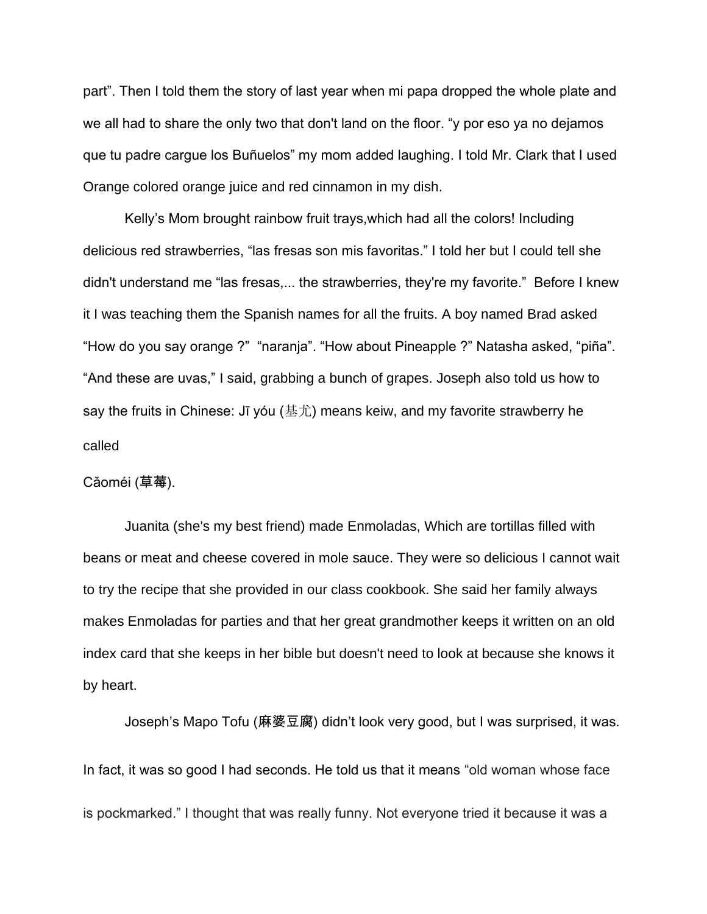part". Then I told them the story of last year when mi papa dropped the whole plate and we all had to share the only two that don't land on the floor. "y por eso ya no dejamos que tu padre cargue los Buñuelos" my mom added laughing. I told Mr. Clark that I used Orange colored orange juice and red cinnamon in my dish.

Kelly's Mom brought rainbow fruit trays,which had all the colors! Including delicious red strawberries, "las fresas son mis favoritas." I told her but I could tell she didn't understand me "las fresas,... the strawberries, they're my favorite." Before I knew it I was teaching them the Spanish names for all the fruits. A boy named Brad asked "How do you say orange ?" "naranja". "How about Pineapple ?" Natasha asked, "piña". "And these are uvas," I said, grabbing a bunch of grapes. Joseph also told us how to say the fruits in Chinese: Jī yóu (基尤) means keiw, and my favorite strawberry he called

Cǎoméi (草莓).

Juanita (she's my best friend) made Enmoladas, Which are tortillas filled with beans or meat and cheese covered in mole sauce. They were so delicious I cannot wait to try the recipe that she provided in our class cookbook. She said her family always makes Enmoladas for parties and that her great grandmother keeps it written on an old index card that she keeps in her bible but doesn't need to look at because she knows it by heart.

Joseph's Mapo Tofu (麻婆豆腐) didn't look very good, but I was surprised, it was. In fact, it was so good I had seconds. He told us that it means "old woman whose face is pockmarked." I thought that was really funny. Not everyone tried it because it was a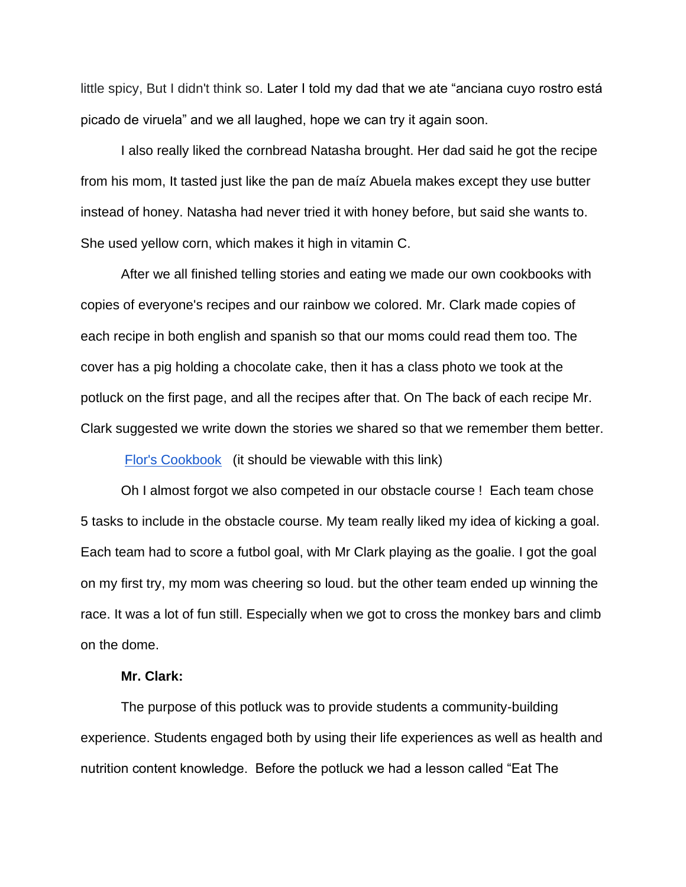little spicy, But I didn't think so. Later I told my dad that we ate "anciana cuyo rostro está picado de viruela" and we all laughed, hope we can try it again soon.

I also really liked the cornbread Natasha brought. Her dad said he got the recipe from his mom, It tasted just like the pan de maíz Abuela makes except they use butter instead of honey. Natasha had never tried it with honey before, but said she wants to. She used yellow corn, which makes it high in vitamin C.

After we all finished telling stories and eating we made our own cookbooks with copies of everyone's recipes and our rainbow we colored. Mr. Clark made copies of each recipe in both english and spanish so that our moms could read them too. The cover has a pig holding a chocolate cake, then it has a class photo we took at the potluck on the first page, and all the recipes after that. On The back of each recipe Mr. Clark suggested we write down the stories we shared so that we remember them better.

Flor's Cookbook (it should be viewable with this link)

Oh I almost forgot we also competed in our obstacle course ! Each team chose 5 tasks to include in the obstacle course. My team really liked my idea of kicking a goal. Each team had to score a futbol goal, with Mr Clark playing as the goalie. I got the goal on my first try, my mom was cheering so loud. but the other team ended up winning the race. It was a lot of fun still. Especially when we got to cross the monkey bars and climb on the dome.

**Mr. Clark:**

The purpose of this potluck was to provide students a community-building experience. Students engaged both by using their life experiences as well as health and nutrition content knowledge. Before the potluck we had a lesson called "Eat The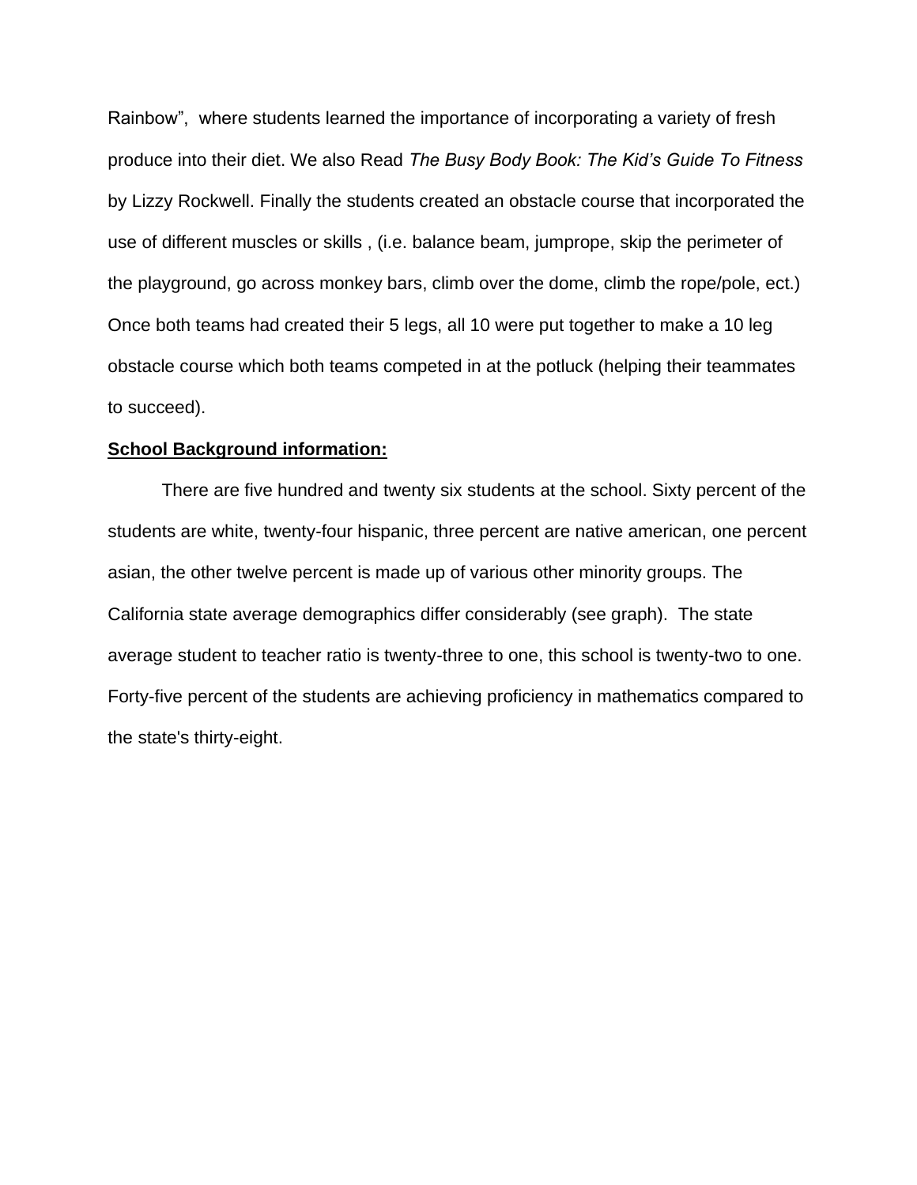Rainbow", where students learned the importance of incorporating a variety of fresh produce into their diet. We also Read *The Busy Body Book: The Kid's Guide To Fitness* by Lizzy Rockwell. Finally the students created an obstacle course that incorporated the use of different muscles or skills , (i.e. balance beam, jumprope, skip the perimeter of the playground, go across monkey bars, climb over the dome, climb the rope/pole, ect.) Once both teams had created their 5 legs, all 10 were put together to make a 10 leg obstacle course which both teams competed in at the potluck (helping their teammates to succeed).

**School Background information:**

There are five hundred and twenty six students at the school. Sixty percent of the students are white, twenty-four hispanic, three percent are native american, one percent asian, the other twelve percent is made up of various other minority groups. The California state average demographics differ considerably (see graph). The state average student to teacher ratio is twenty-three to one, this school is twenty-two to one. Forty-five percent of the students are achieving proficiency in mathematics compared to the state's thirty-eight.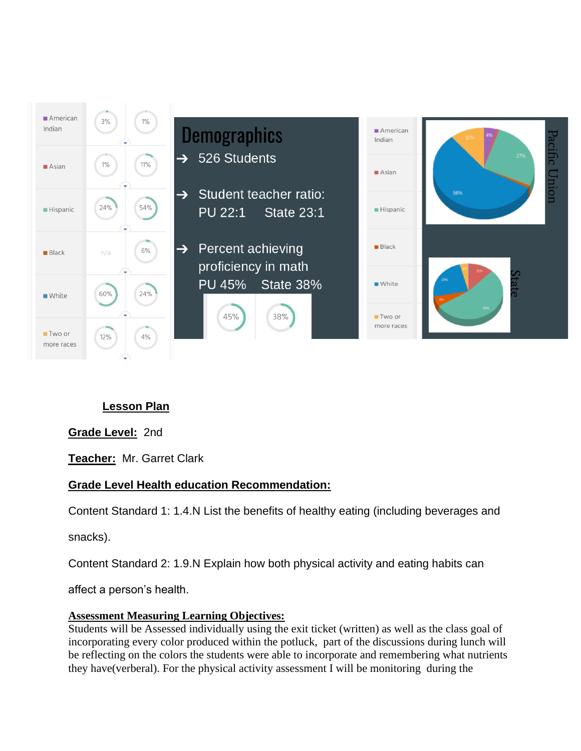| | | |
|---|---|---|
| American Indian | 3% | 1% |
| Asian | 1% | 11% |
| Hispanic | 24% | 54% |
| Black | n/a | 6% |
| White | 60% | 24% |
| Two or more races | 12% | 4% |

## Demographics

- 526 Students
- Student teacher ratio: PU 22:1 State 23:1
- Percent achieving proficiency in math PU 45% State 38%

| | |
|---|---|
| 45% | 38% |

Pacific Union: American Indian 4%, Asian 27%, Hispanic 56%, Black, White, Two or more races 11%

State: Hispanic 54%, Asian 24%, Black 6%, American Indian 4%, Two or more races 11%

**Lesson Plan**

**Grade Level:** 2nd

**Teacher:** Mr. Garret Clark

**Grade Level Health education Recommendation:**

Content Standard 1: 1.4.N List the benefits of healthy eating (including beverages and snacks).

Content Standard 2: 1.9.N Explain how both physical activity and eating habits can affect a person's health.

**Assessment Measuring Learning Objectives:**

Students will be Assessed individually using the exit ticket (written) as well as the class goal of incorporating every color produced within the potluck, part of the discussions during lunch will be reflecting on the colors the students were able to incorporate and remembering what nutrients they have(verberal). For the physical activity assessment I will be monitoring during the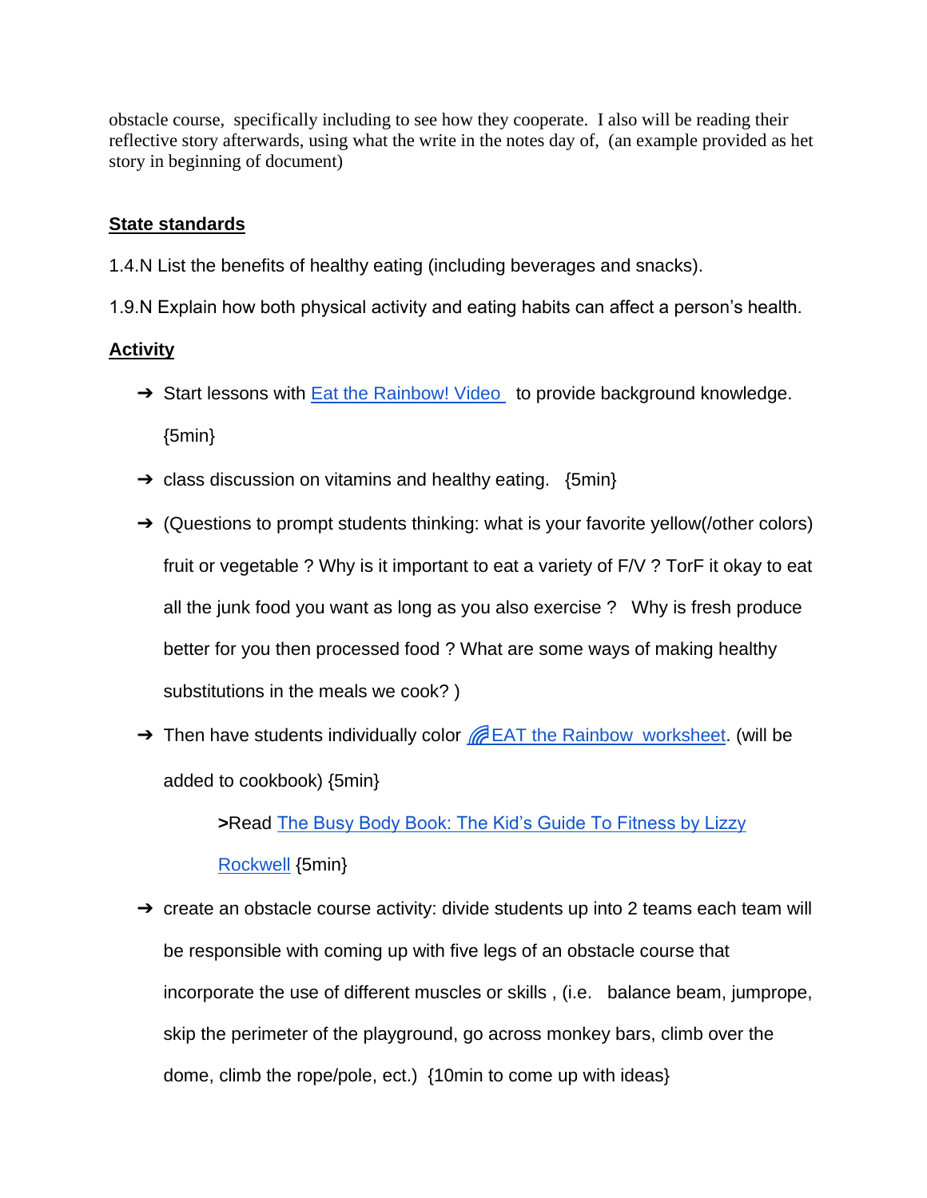obstacle course, specifically including to see how they cooperate. I also will be reading their reflective story afterwards, using what the write in the notes day of, (an example provided as het story in beginning of document)

**State standards**

1.4.N List the benefits of healthy eating (including beverages and snacks).

1.9.N Explain how both physical activity and eating habits can affect a person's health.

**Activity**

- ➔ Start lessons with Eat the Rainbow! Video to provide background knowledge. {5min}
- ➔ class discussion on vitamins and healthy eating. {5min}
- ➔ (Questions to prompt students thinking: what is your favorite yellow(/other colors) fruit or vegetable ? Why is it important to eat a variety of F/V ? TorF it okay to eat all the junk food you want as long as you also exercise ? Why is fresh produce better for you then processed food ? What are some ways of making healthy substitutions in the meals we cook? )
- ➔ Then have students individually color EAT the Rainbow worksheet. (will be added to cookbook) {5min}

  >Read The Busy Body Book: The Kid's Guide To Fitness by Lizzy Rockwell {5min}

- ➔ create an obstacle course activity: divide students up into 2 teams each team will be responsible with coming up with five legs of an obstacle course that incorporate the use of different muscles or skills , (i.e. balance beam, jumprope, skip the perimeter of the playground, go across monkey bars, climb over the dome, climb the rope/pole, ect.) {10min to come up with ideas}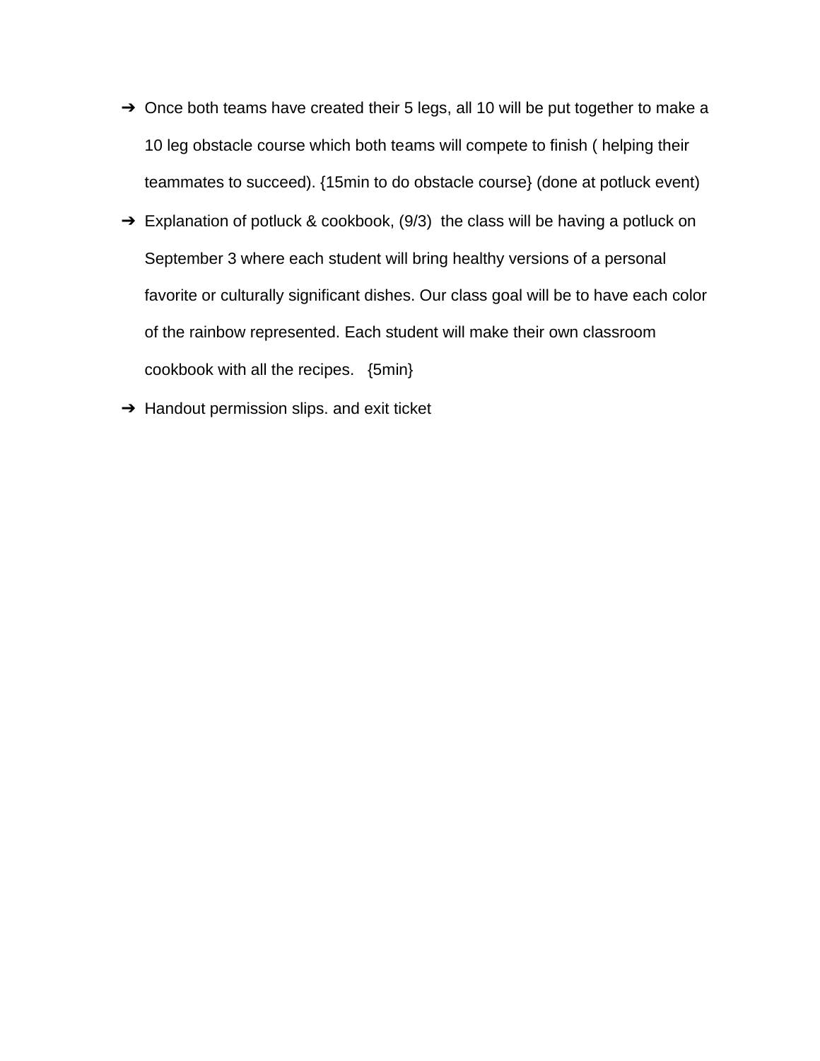- ➔ Once both teams have created their 5 legs, all 10 will be put together to make a 10 leg obstacle course which both teams will compete to finish ( helping their teammates to succeed). {15min to do obstacle course} (done at potluck event)
- ➔ Explanation of potluck & cookbook, (9/3) the class will be having a potluck on September 3 where each student will bring healthy versions of a personal favorite or culturally significant dishes. Our class goal will be to have each color of the rainbow represented. Each student will make their own classroom cookbook with all the recipes. {5min}
- ➔ Handout permission slips. and exit ticket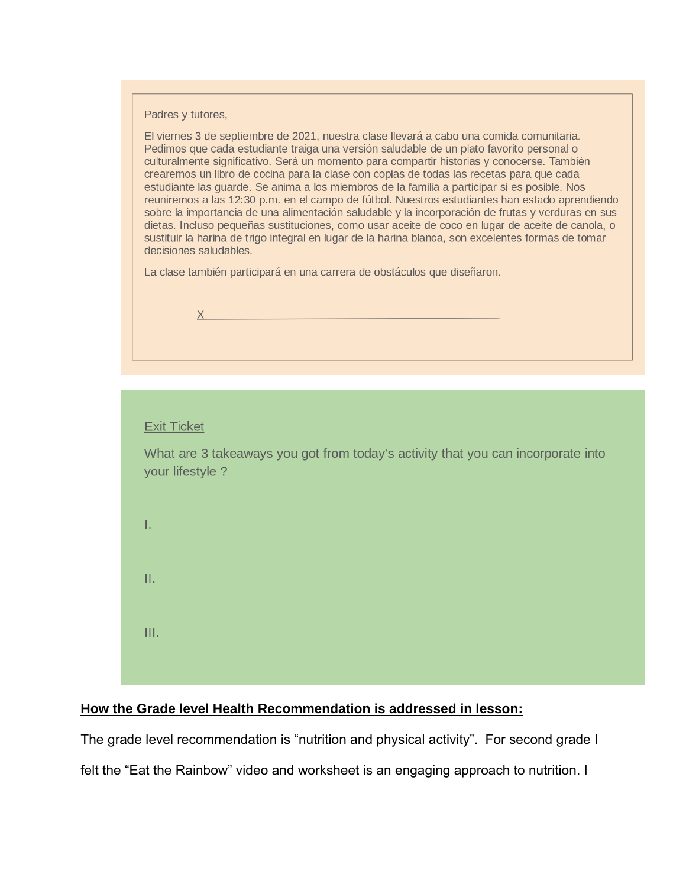Padres y tutores,

El viernes 3 de septiembre de 2021, nuestra clase llevará a cabo una comida comunitaria. Pedimos que cada estudiante traiga una versión saludable de un plato favorito personal o culturalmente significativo. Será un momento para compartir historias y conocerse. También crearemos un libro de cocina para la clase con copias de todas las recetas para que cada estudiante las guarde. Se anima a los miembros de la familia a participar si es posible. Nos reuniremos a las 12:30 p.m. en el campo de fútbol. Nuestros estudiantes han estado aprendiendo sobre la importancia de una alimentación saludable y la incorporación de frutas y verduras en sus dietas. Incluso pequeñas sustituciones, como usar aceite de coco en lugar de aceite de canola, o sustituir la harina de trigo integral en lugar de la harina blanca, son excelentes formas de tomar decisiones saludables.

La clase también participará en una carrera de obstáculos que diseñaron.

X________________________________________

Exit Ticket

What are 3 takeaways you got from today's activity that you can incorporate into your lifestyle ?

I.

II.

III.

**How the Grade level Health Recommendation is addressed in lesson:**

The grade level recommendation is "nutrition and physical activity". For second grade I felt the "Eat the Rainbow" video and worksheet is an engaging approach to nutrition. I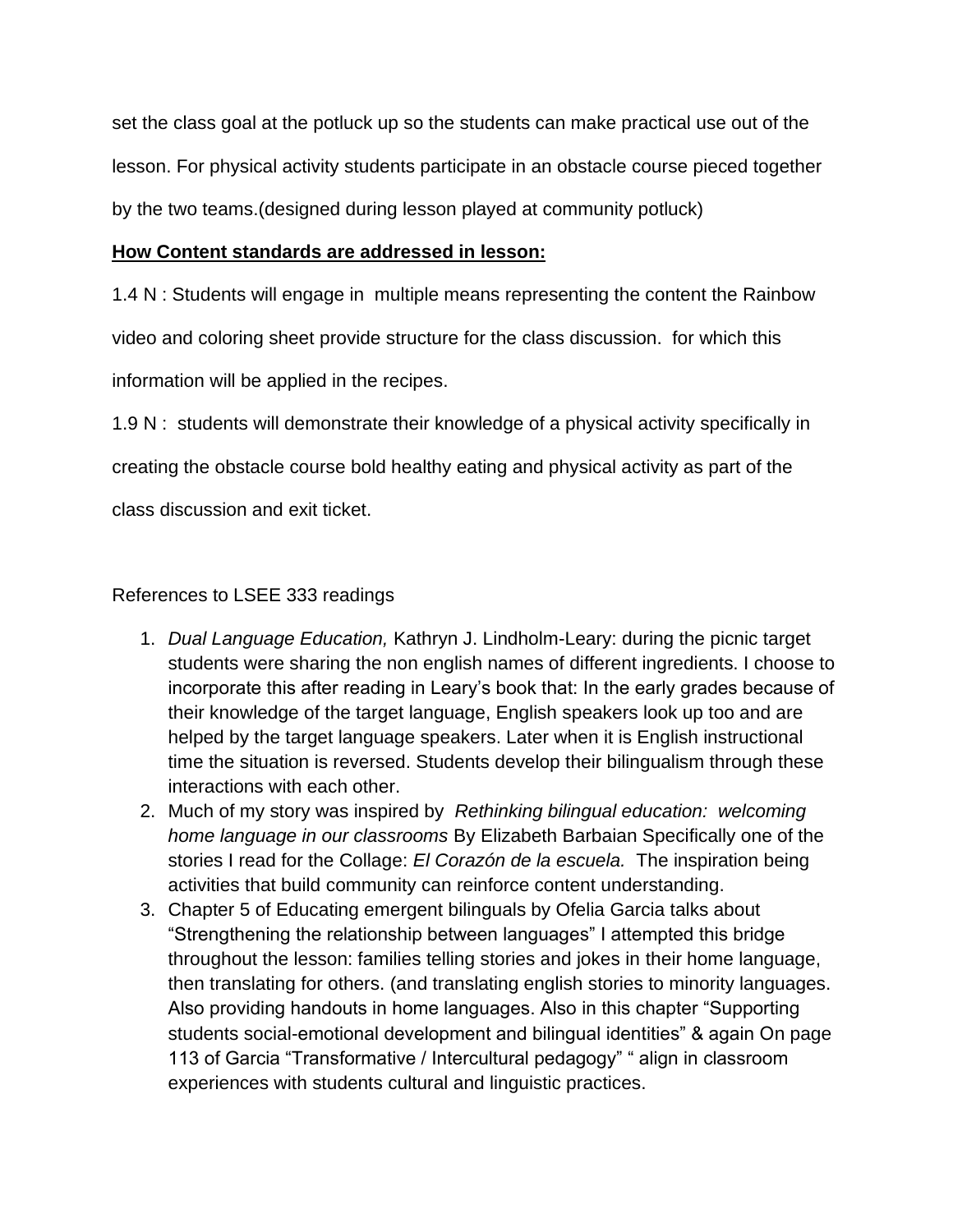set the class goal at the potluck up so the students can make practical use out of the lesson. For physical activity students participate in an obstacle course pieced together by the two teams.(designed during lesson played at community potluck)

**<u>How Content standards are addressed in lesson:</u>**

1.4 N : Students will engage in multiple means representing the content the Rainbow video and coloring sheet provide structure for the class discussion. for which this information will be applied in the recipes.

1.9 N : students will demonstrate their knowledge of a physical activity specifically in creating the obstacle course bold healthy eating and physical activity as part of the class discussion and exit ticket.

References to LSEE 333 readings

1. *Dual Language Education,* Kathryn J. Lindholm-Leary: during the picnic target students were sharing the non english names of different ingredients. I choose to incorporate this after reading in Leary's book that: In the early grades because of their knowledge of the target language, English speakers look up too and are helped by the target language speakers. Later when it is English instructional time the situation is reversed. Students develop their bilingualism through these interactions with each other.
2. Much of my story was inspired by *Rethinking bilingual education: welcoming home language in our classrooms* By Elizabeth Barbaian Specifically one of the stories I read for the Collage: *El Corazón de la escuela.* The inspiration being activities that build community can reinforce content understanding.
3. Chapter 5 of Educating emergent bilinguals by Ofelia Garcia talks about "Strengthening the relationship between languages" I attempted this bridge throughout the lesson: families telling stories and jokes in their home language, then translating for others. (and translating english stories to minority languages. Also providing handouts in home languages. Also in this chapter "Supporting students social-emotional development and bilingual identities" & again On page 113 of Garcia "Transformative / Intercultural pedagogy" " align in classroom experiences with students cultural and linguistic practices.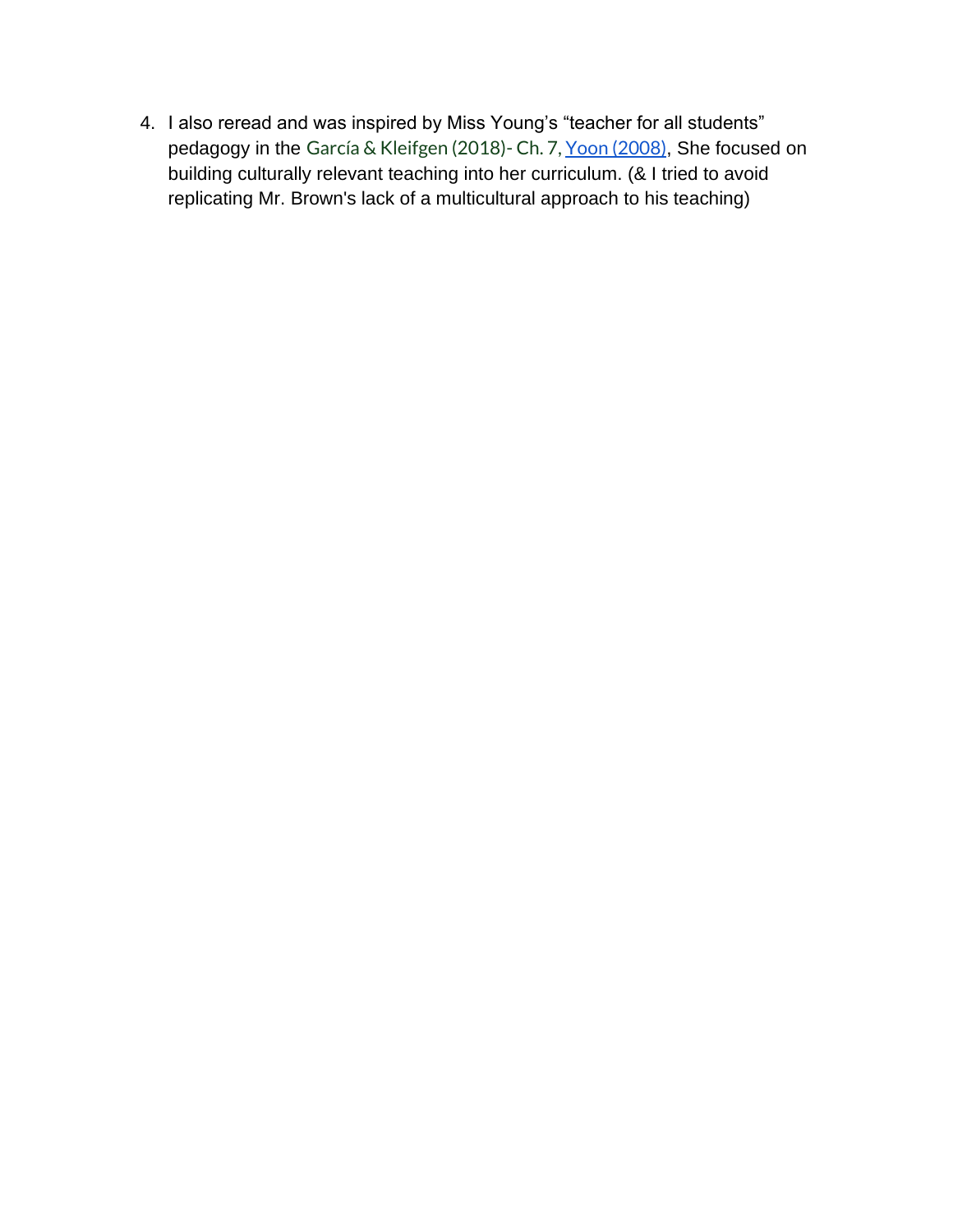4. I also reread and was inspired by Miss Young's "teacher for all students" pedagogy in the García & Kleifgen (2018)- Ch. 7, Yoon (2008), She focused on building culturally relevant teaching into her curriculum. (& I tried to avoid replicating Mr. Brown's lack of a multicultural approach to his teaching)